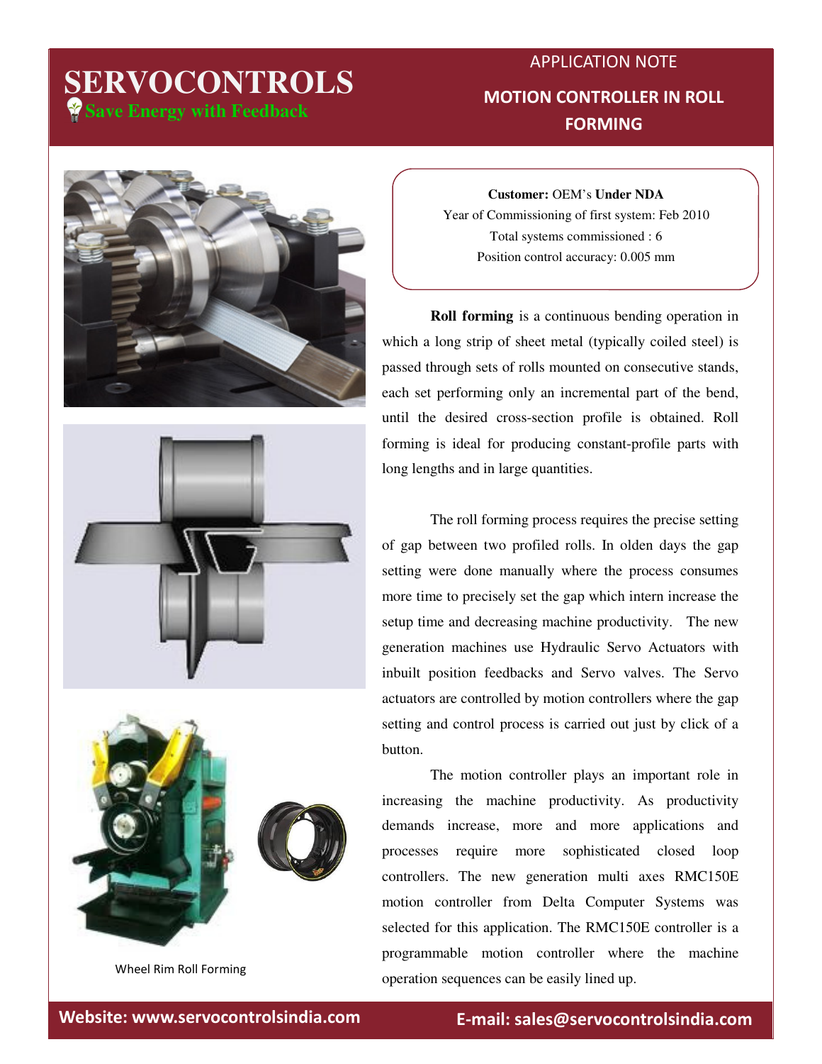# SERVOCONTROLS

**Save Energy with Feedback**

## APPLICATION NOTE

## MOTION CONTROLLER IN ROLL FORMING

**Customer:** OEM's **Under NDA**
Year of Commissioning of first system: Feb 2010
Total systems commissioned : 6
Position control accuracy: 0.005 mm

Wheel Rim Roll Forming

**Roll forming** is a continuous bending operation in which a long strip of sheet metal (typically coiled steel) is passed through sets of rolls mounted on consecutive stands, each set performing only an incremental part of the bend, until the desired cross-section profile is obtained. Roll forming is ideal for producing constant-profile parts with long lengths and in large quantities.

The roll forming process requires the precise setting of gap between two profiled rolls. In olden days the gap setting were done manually where the process consumes more time to precisely set the gap which intern increase the setup time and decreasing machine productivity. The new generation machines use Hydraulic Servo Actuators with inbuilt position feedbacks and Servo valves. The Servo actuators are controlled by motion controllers where the gap setting and control process is carried out just by click of a button.

The motion controller plays an important role in increasing the machine productivity. As productivity demands increase, more and more applications and processes require more sophisticated closed loop controllers. The new generation multi axes RMC150E motion controller from Delta Computer Systems was selected for this application. The RMC150E controller is a programmable motion controller where the machine operation sequences can be easily lined up.

**Website: www.servocontrolsindia.com** **E-mail: sales@servocontrolsindia.com**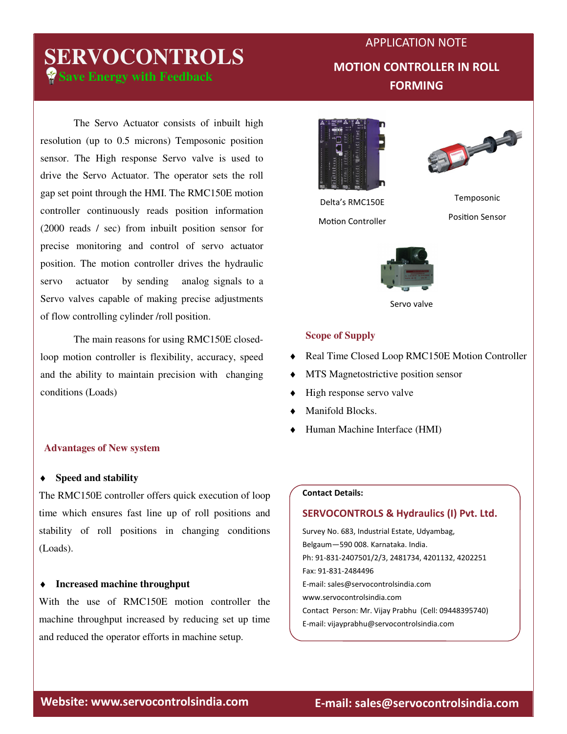# SERVOCONTROLS

Save Energy with Feedback

## APPLICATION NOTE

## MOTION CONTROLLER IN ROLL FORMING

The Servo Actuator consists of inbuilt high resolution (up to 0.5 microns) Temposonic position sensor. The High response Servo valve is used to drive the Servo Actuator. The operator sets the roll gap set point through the HMI. The RMC150E motion controller continuously reads position information (2000 reads / sec) from inbuilt position sensor for precise monitoring and control of servo actuator position. The motion controller drives the hydraulic servo actuator by sending analog signals to a Servo valves capable of making precise adjustments of flow controlling cylinder /roll position.

The main reasons for using RMC150E closed-loop motion controller is flexibility, accuracy, speed and the ability to maintain precision with changing conditions (Loads)

Delta's RMC150E Motion Controller

Temposonic Position Sensor

Servo valve

### Advantages of New system

- **Speed and stability**

The RMC150E controller offers quick execution of loop time which ensures fast line up of roll positions and stability of roll positions in changing conditions (Loads).

- **Increased machine throughput**

With the use of RMC150E motion controller the machine throughput increased by reducing set up time and reduced the operator efforts in machine setup.

### Scope of Supply

- Real Time Closed Loop RMC150E Motion Controller
- MTS Magnetostrictive position sensor
- High response servo valve
- Manifold Blocks.
- Human Machine Interface (HMI)

**Contact Details:**

**SERVOCONTROLS & Hydraulics (I) Pvt. Ltd.**

Survey No. 683, Industrial Estate, Udyambag,
Belgaum—590 008. Karnataka. India.
Ph: 91-831-2407501/2/3, 2481734, 4201132, 4202251
Fax: 91-831-2484496
E-mail: sales@servocontrolsindia.com
www.servocontrolsindia.com
Contact Person: Mr. Vijay Prabhu (Cell: 09448395740)
E-mail: vijayprabhu@servocontrolsindia.com

**Website: www.servocontrolsindia.com** **E-mail: sales@servocontrolsindia.com**